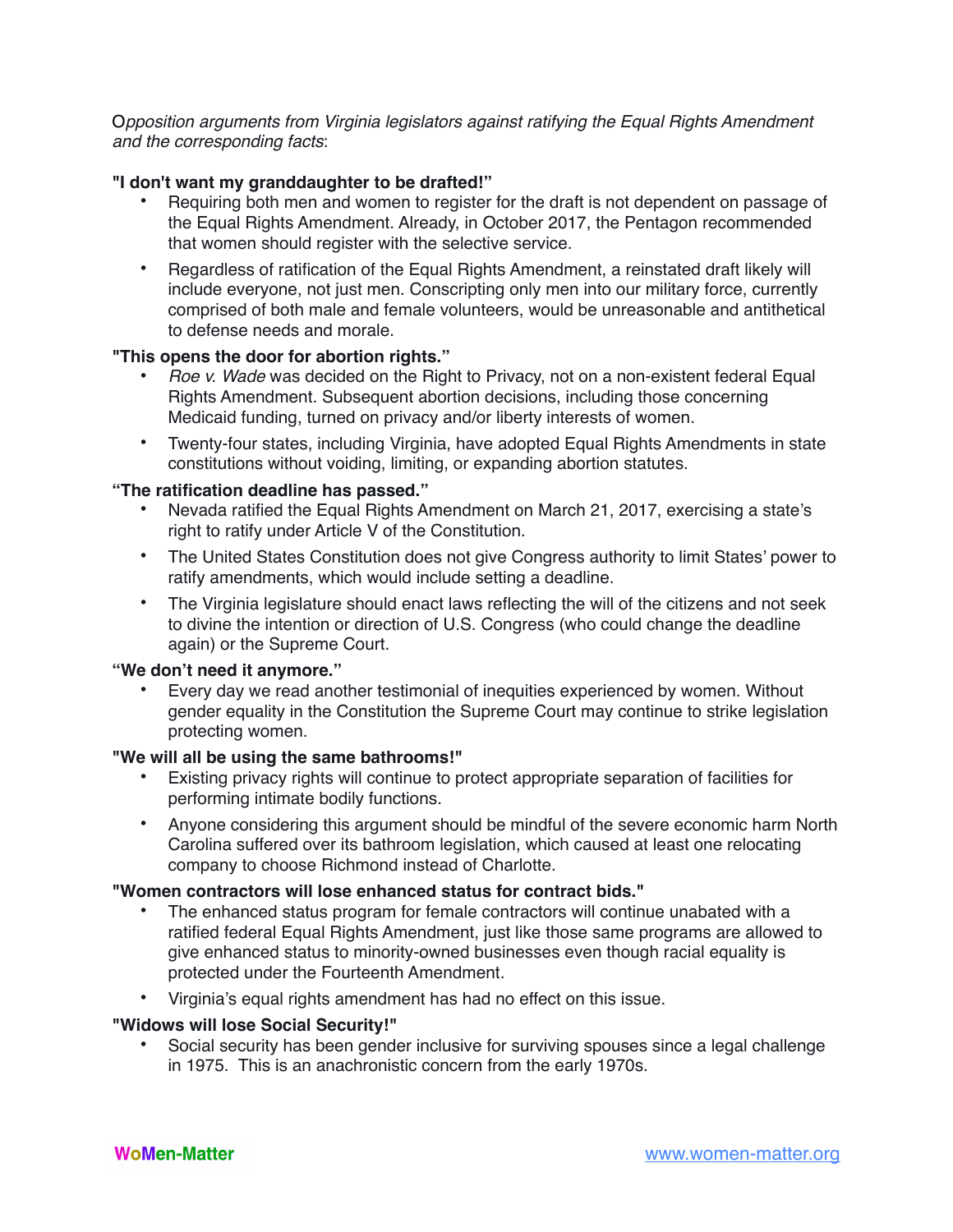*Opposition arguments from Virginia legislators against ratifying the Equal Rights Amendment and the corresponding facts*:

**"I don't want my granddaughter to be drafted!"**

- Requiring both men and women to register for the draft is not dependent on passage of the Equal Rights Amendment. Already, in October 2017, the Pentagon recommended that women should register with the selective service.
- Regardless of ratification of the Equal Rights Amendment, a reinstated draft likely will include everyone, not just men. Conscripting only men into our military force, currently comprised of both male and female volunteers, would be unreasonable and antithetical to defense needs and morale.

**"This opens the door for abortion rights."**

- *Roe v. Wade* was decided on the Right to Privacy, not on a non-existent federal Equal Rights Amendment. Subsequent abortion decisions, including those concerning Medicaid funding, turned on privacy and/or liberty interests of women.
- Twenty-four states, including Virginia, have adopted Equal Rights Amendments in state constitutions without voiding, limiting, or expanding abortion statutes.

**"The ratification deadline has passed."**

- Nevada ratified the Equal Rights Amendment on March 21, 2017, exercising a state's right to ratify under Article V of the Constitution.
- The United States Constitution does not give Congress authority to limit States' power to ratify amendments, which would include setting a deadline.
- The Virginia legislature should enact laws reflecting the will of the citizens and not seek to divine the intention or direction of U.S. Congress (who could change the deadline again) or the Supreme Court.

**"We don't need it anymore."**

- Every day we read another testimonial of inequities experienced by women. Without gender equality in the Constitution the Supreme Court may continue to strike legislation protecting women.

**"We will all be using the same bathrooms!"**

- Existing privacy rights will continue to protect appropriate separation of facilities for performing intimate bodily functions.
- Anyone considering this argument should be mindful of the severe economic harm North Carolina suffered over its bathroom legislation, which caused at least one relocating company to choose Richmond instead of Charlotte.

**"Women contractors will lose enhanced status for contract bids."**

- The enhanced status program for female contractors will continue unabated with a ratified federal Equal Rights Amendment, just like those same programs are allowed to give enhanced status to minority-owned businesses even though racial equality is protected under the Fourteenth Amendment.
- Virginia's equal rights amendment has had no effect on this issue.

**"Widows will lose Social Security!"**

- Social security has been gender inclusive for surviving spouses since a legal challenge in 1975. This is an anachronistic concern from the early 1970s.

WoMen-Matter www.women-matter.org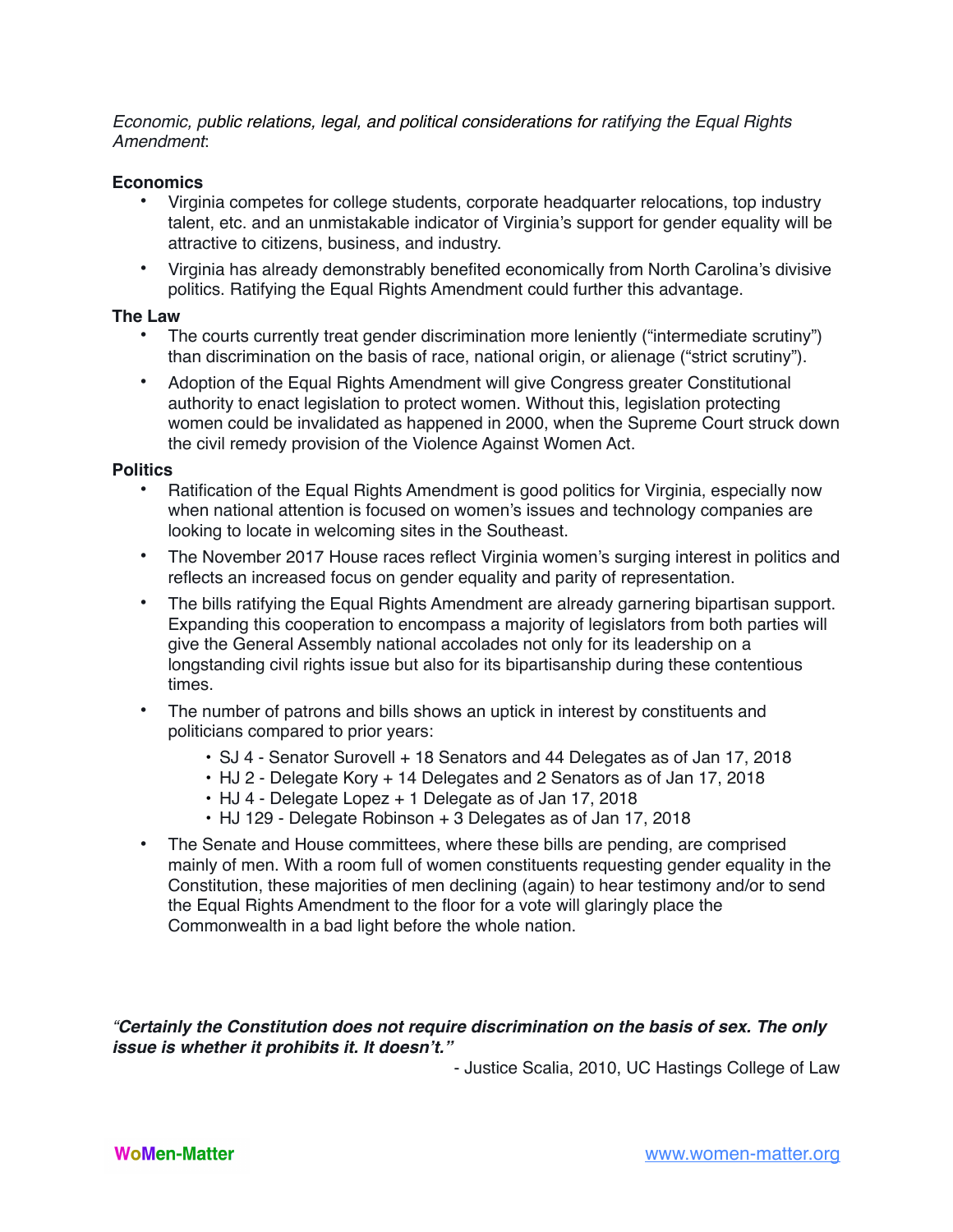*Economic, public relations, legal, and political considerations for ratifying the Equal Rights Amendment*:

**Economics**

- Virginia competes for college students, corporate headquarter relocations, top industry talent, etc. and an unmistakable indicator of Virginia's support for gender equality will be attractive to citizens, business, and industry.
- Virginia has already demonstrably benefited economically from North Carolina's divisive politics. Ratifying the Equal Rights Amendment could further this advantage.

**The Law**

- The courts currently treat gender discrimination more leniently ("intermediate scrutiny") than discrimination on the basis of race, national origin, or alienage ("strict scrutiny").
- Adoption of the Equal Rights Amendment will give Congress greater Constitutional authority to enact legislation to protect women. Without this, legislation protecting women could be invalidated as happened in 2000, when the Supreme Court struck down the civil remedy provision of the Violence Against Women Act.

**Politics**

- Ratification of the Equal Rights Amendment is good politics for Virginia, especially now when national attention is focused on women's issues and technology companies are looking to locate in welcoming sites in the Southeast.
- The November 2017 House races reflect Virginia women's surging interest in politics and reflects an increased focus on gender equality and parity of representation.
- The bills ratifying the Equal Rights Amendment are already garnering bipartisan support. Expanding this cooperation to encompass a majority of legislators from both parties will give the General Assembly national accolades not only for its leadership on a longstanding civil rights issue but also for its bipartisanship during these contentious times.
- The number of patrons and bills shows an uptick in interest by constituents and politicians compared to prior years:
  - SJ 4 - Senator Surovell + 18 Senators and 44 Delegates as of Jan 17, 2018
  - HJ 2 - Delegate Kory + 14 Delegates and 2 Senators as of Jan 17, 2018
  - HJ 4 - Delegate Lopez + 1 Delegate as of Jan 17, 2018
  - HJ 129 - Delegate Robinson + 3 Delegates as of Jan 17, 2018
- The Senate and House committees, where these bills are pending, are comprised mainly of men. With a room full of women constituents requesting gender equality in the Constitution, these majorities of men declining (again) to hear testimony and/or to send the Equal Rights Amendment to the floor for a vote will glaringly place the Commonwealth in a bad light before the whole nation.

***"Certainly the Constitution does not require discrimination on the basis of sex. The only issue is whether it prohibits it. It doesn't."***

\- Justice Scalia, 2010, UC Hastings College of Law

WoMen-Matter www.women-matter.org